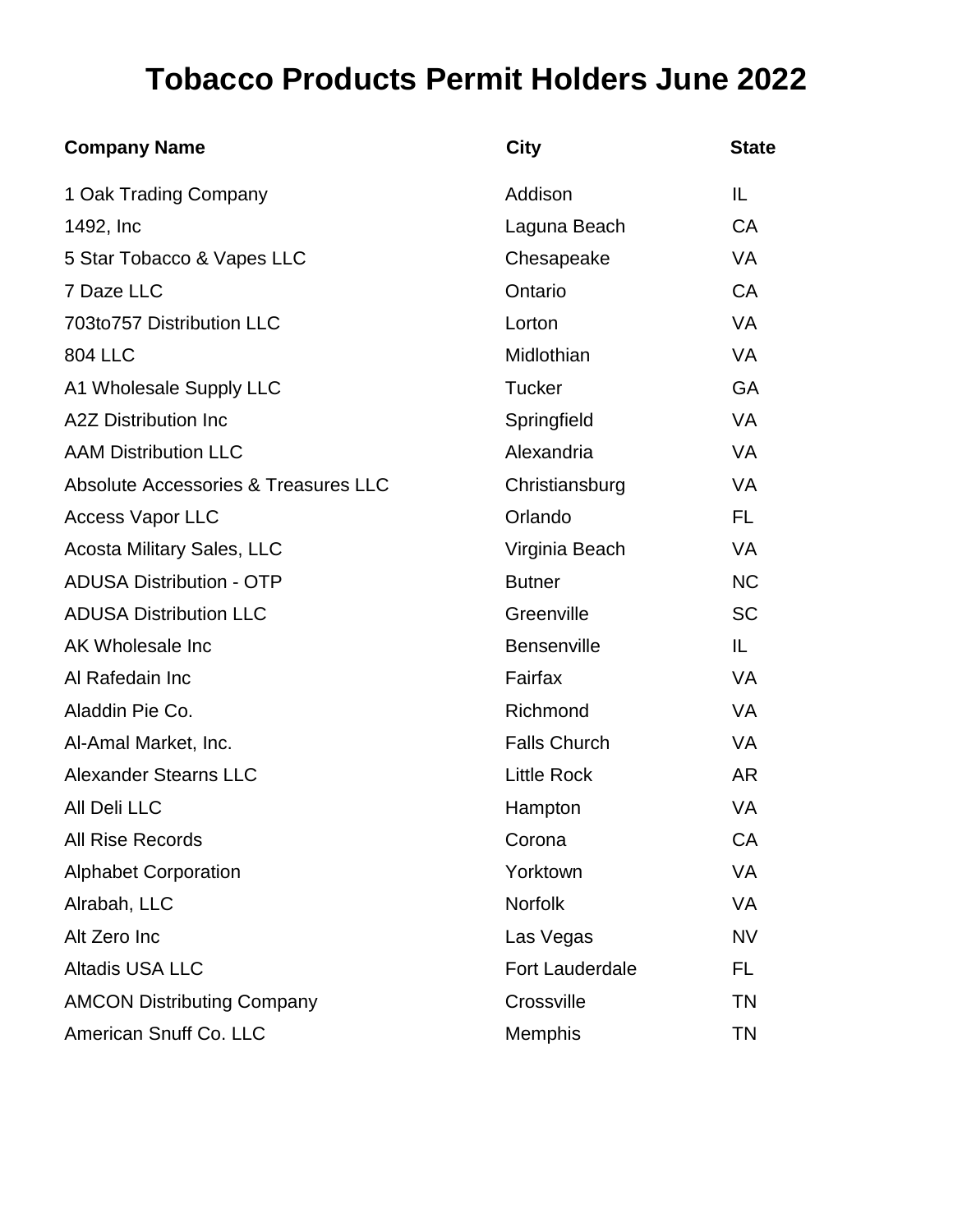# Tobacco Products Permit Holders June 2022

| Company Name | City | State |
|---|---|---|
| 1 Oak Trading Company | Addison | IL |
| 1492, Inc | Laguna Beach | CA |
| 5 Star Tobacco & Vapes LLC | Chesapeake | VA |
| 7 Daze LLC | Ontario | CA |
| 703to757 Distribution LLC | Lorton | VA |
| 804 LLC | Midlothian | VA |
| A1 Wholesale Supply LLC | Tucker | GA |
| A2Z Distribution Inc | Springfield | VA |
| AAM Distribution LLC | Alexandria | VA |
| Absolute Accessories & Treasures LLC | Christiansburg | VA |
| Access Vapor LLC | Orlando | FL |
| Acosta Military Sales, LLC | Virginia Beach | VA |
| ADUSA Distribution - OTP | Butner | NC |
| ADUSA Distribution LLC | Greenville | SC |
| AK Wholesale Inc | Bensenville | IL |
| Al Rafedain Inc | Fairfax | VA |
| Aladdin Pie Co. | Richmond | VA |
| Al-Amal Market, Inc. | Falls Church | VA |
| Alexander Stearns LLC | Little Rock | AR |
| All Deli LLC | Hampton | VA |
| All Rise Records | Corona | CA |
| Alphabet Corporation | Yorktown | VA |
| Alrabah, LLC | Norfolk | VA |
| Alt Zero Inc | Las Vegas | NV |
| Altadis USA LLC | Fort Lauderdale | FL |
| AMCON Distributing Company | Crossville | TN |
| American Snuff Co. LLC | Memphis | TN |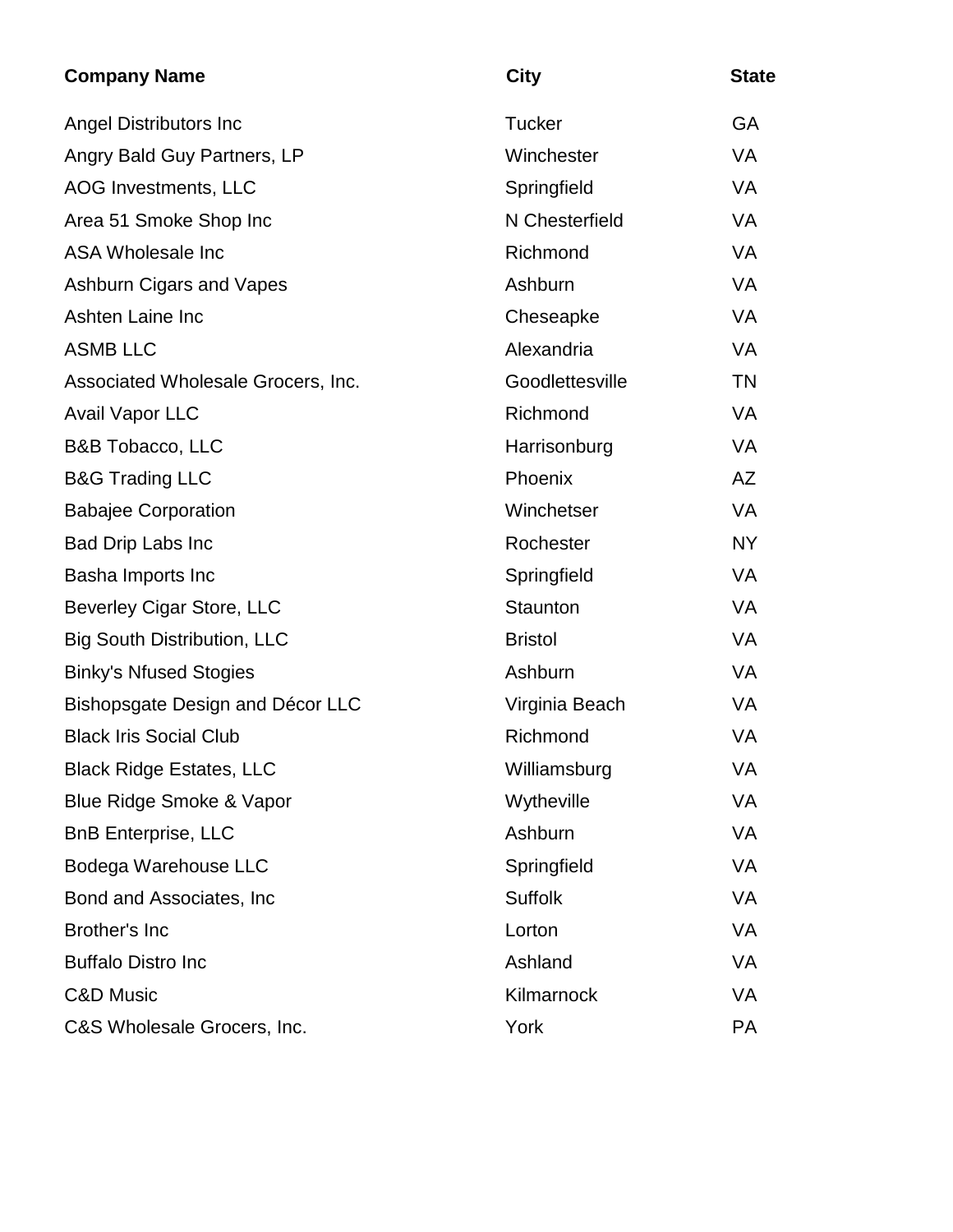| Company Name | City | State |
| --- | --- | --- |
| Angel Distributors Inc | Tucker | GA |
| Angry Bald Guy Partners, LP | Winchester | VA |
| AOG Investments, LLC | Springfield | VA |
| Area 51 Smoke Shop Inc | N Chesterfield | VA |
| ASA Wholesale Inc | Richmond | VA |
| Ashburn Cigars and Vapes | Ashburn | VA |
| Ashten Laine Inc | Cheseapke | VA |
| ASMB LLC | Alexandria | VA |
| Associated Wholesale Grocers, Inc. | Goodlettesville | TN |
| Avail Vapor LLC | Richmond | VA |
| B&B Tobacco, LLC | Harrisonburg | VA |
| B&G Trading LLC | Phoenix | AZ |
| Babajee Corporation | Winchetser | VA |
| Bad Drip Labs Inc | Rochester | NY |
| Basha Imports Inc | Springfield | VA |
| Beverley Cigar Store, LLC | Staunton | VA |
| Big South Distribution, LLC | Bristol | VA |
| Binky's Nfused Stogies | Ashburn | VA |
| Bishopsgate Design and Décor LLC | Virginia Beach | VA |
| Black Iris Social Club | Richmond | VA |
| Black Ridge Estates, LLC | Williamsburg | VA |
| Blue Ridge Smoke & Vapor | Wytheville | VA |
| BnB Enterprise, LLC | Ashburn | VA |
| Bodega Warehouse LLC | Springfield | VA |
| Bond and Associates, Inc | Suffolk | VA |
| Brother's Inc | Lorton | VA |
| Buffalo Distro Inc | Ashland | VA |
| C&D Music | Kilmarnock | VA |
| C&S Wholesale Grocers, Inc. | York | PA |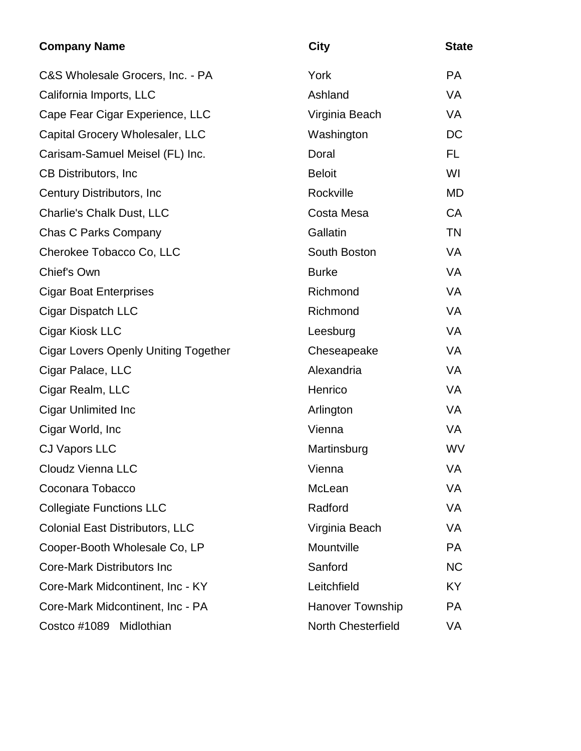| Company Name | City | State |
|---|---|---|
| C&S Wholesale Grocers, Inc. - PA | York | PA |
| California Imports, LLC | Ashland | VA |
| Cape Fear Cigar Experience, LLC | Virginia Beach | VA |
| Capital Grocery Wholesaler, LLC | Washington | DC |
| Carisam-Samuel Meisel (FL) Inc. | Doral | FL |
| CB Distributors, Inc | Beloit | WI |
| Century Distributors, Inc | Rockville | MD |
| Charlie's Chalk Dust, LLC | Costa Mesa | CA |
| Chas C Parks Company | Gallatin | TN |
| Cherokee Tobacco Co, LLC | South Boston | VA |
| Chief's Own | Burke | VA |
| Cigar Boat Enterprises | Richmond | VA |
| Cigar Dispatch LLC | Richmond | VA |
| Cigar Kiosk LLC | Leesburg | VA |
| Cigar Lovers Openly Uniting Together | Cheseapeake | VA |
| Cigar Palace, LLC | Alexandria | VA |
| Cigar Realm, LLC | Henrico | VA |
| Cigar Unlimited Inc | Arlington | VA |
| Cigar World, Inc | Vienna | VA |
| CJ Vapors LLC | Martinsburg | WV |
| Cloudz Vienna LLC | Vienna | VA |
| Coconara Tobacco | McLean | VA |
| Collegiate Functions LLC | Radford | VA |
| Colonial East Distributors, LLC | Virginia Beach | VA |
| Cooper-Booth Wholesale Co, LP | Mountville | PA |
| Core-Mark Distributors Inc | Sanford | NC |
| Core-Mark Midcontinent, Inc - KY | Leitchfield | KY |
| Core-Mark Midcontinent, Inc - PA | Hanover Township | PA |
| Costco #1089 Midlothian | North Chesterfield | VA |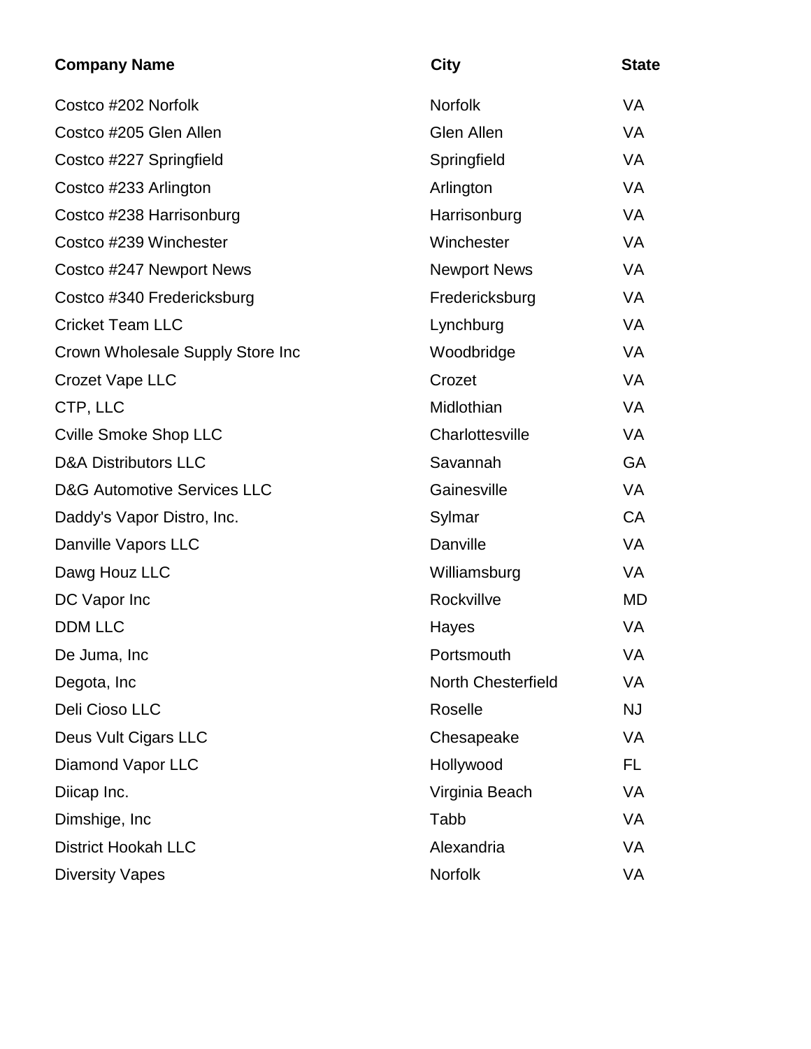| Company Name | City | State |
| --- | --- | --- |
| Costco #202 Norfolk | Norfolk | VA |
| Costco #205 Glen Allen | Glen Allen | VA |
| Costco #227 Springfield | Springfield | VA |
| Costco #233 Arlington | Arlington | VA |
| Costco #238 Harrisonburg | Harrisonburg | VA |
| Costco #239 Winchester | Winchester | VA |
| Costco #247 Newport News | Newport News | VA |
| Costco #340 Fredericksburg | Fredericksburg | VA |
| Cricket Team LLC | Lynchburg | VA |
| Crown Wholesale Supply Store Inc | Woodbridge | VA |
| Crozet Vape LLC | Crozet | VA |
| CTP, LLC | Midlothian | VA |
| Cville Smoke Shop LLC | Charlottesville | VA |
| D&A Distributors LLC | Savannah | GA |
| D&G Automotive Services LLC | Gainesville | VA |
| Daddy's Vapor Distro, Inc. | Sylmar | CA |
| Danville Vapors LLC | Danville | VA |
| Dawg Houz LLC | Williamsburg | VA |
| DC Vapor Inc | Rockvillve | MD |
| DDM LLC | Hayes | VA |
| De Juma, Inc | Portsmouth | VA |
| Degota, Inc | North Chesterfield | VA |
| Deli Cioso LLC | Roselle | NJ |
| Deus Vult Cigars LLC | Chesapeake | VA |
| Diamond Vapor LLC | Hollywood | FL |
| Diicap Inc. | Virginia Beach | VA |
| Dimshige, Inc | Tabb | VA |
| District Hookah LLC | Alexandria | VA |
| Diversity Vapes | Norfolk | VA |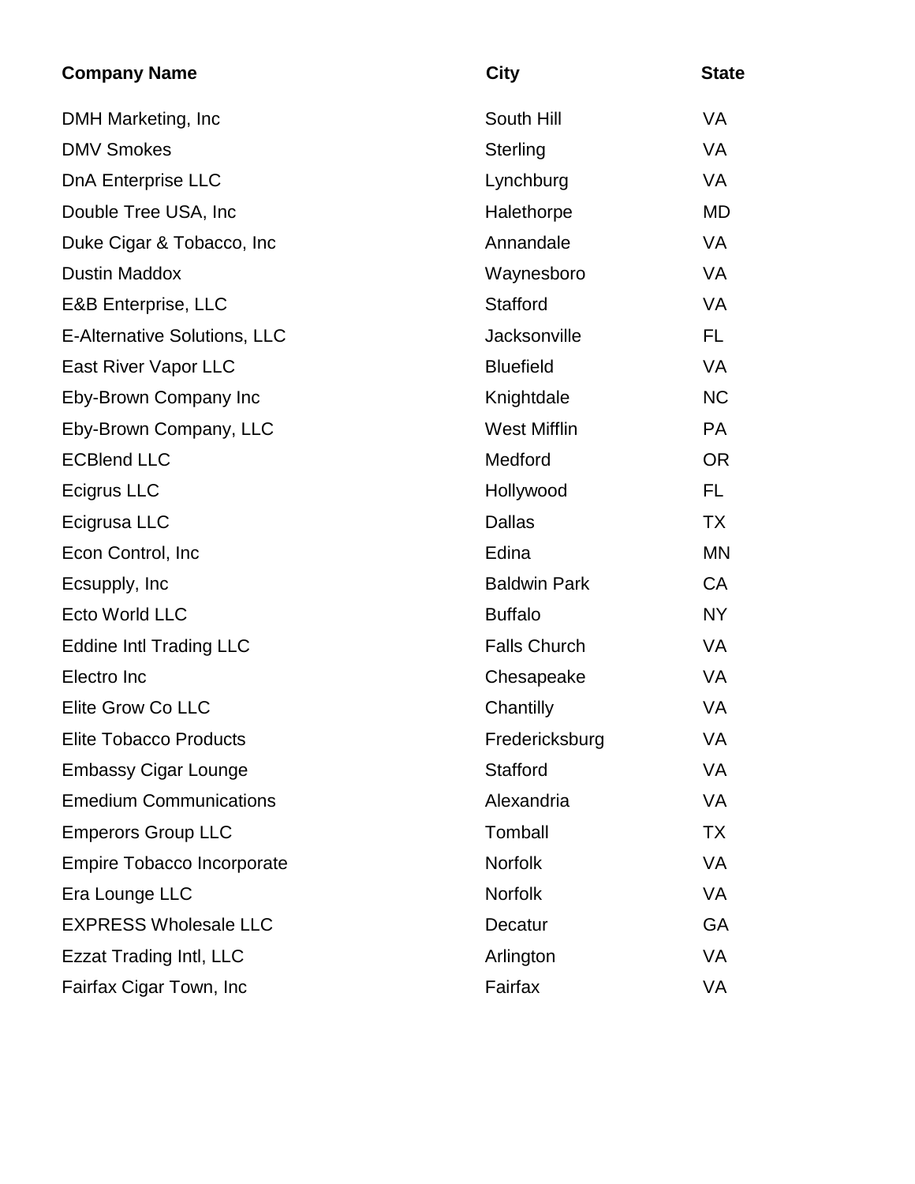| Company Name | City | State |
|---|---|---|
| DMH Marketing, Inc | South Hill | VA |
| DMV Smokes | Sterling | VA |
| DnA Enterprise LLC | Lynchburg | VA |
| Double Tree USA, Inc | Halethorpe | MD |
| Duke Cigar & Tobacco, Inc | Annandale | VA |
| Dustin Maddox | Waynesboro | VA |
| E&B Enterprise, LLC | Stafford | VA |
| E-Alternative Solutions, LLC | Jacksonville | FL |
| East River Vapor LLC | Bluefield | VA |
| Eby-Brown Company Inc | Knightdale | NC |
| Eby-Brown Company, LLC | West Mifflin | PA |
| ECBlend LLC | Medford | OR |
| Ecigrus LLC | Hollywood | FL |
| Ecigrusa LLC | Dallas | TX |
| Econ Control, Inc | Edina | MN |
| Ecsupply, Inc | Baldwin Park | CA |
| Ecto World LLC | Buffalo | NY |
| Eddine Intl Trading LLC | Falls Church | VA |
| Electro Inc | Chesapeake | VA |
| Elite Grow Co LLC | Chantilly | VA |
| Elite Tobacco Products | Fredericksburg | VA |
| Embassy Cigar Lounge | Stafford | VA |
| Emedium Communications | Alexandria | VA |
| Emperors Group LLC | Tomball | TX |
| Empire Tobacco Incorporate | Norfolk | VA |
| Era Lounge LLC | Norfolk | VA |
| EXPRESS Wholesale LLC | Decatur | GA |
| Ezzat Trading Intl, LLC | Arlington | VA |
| Fairfax Cigar Town, Inc | Fairfax | VA |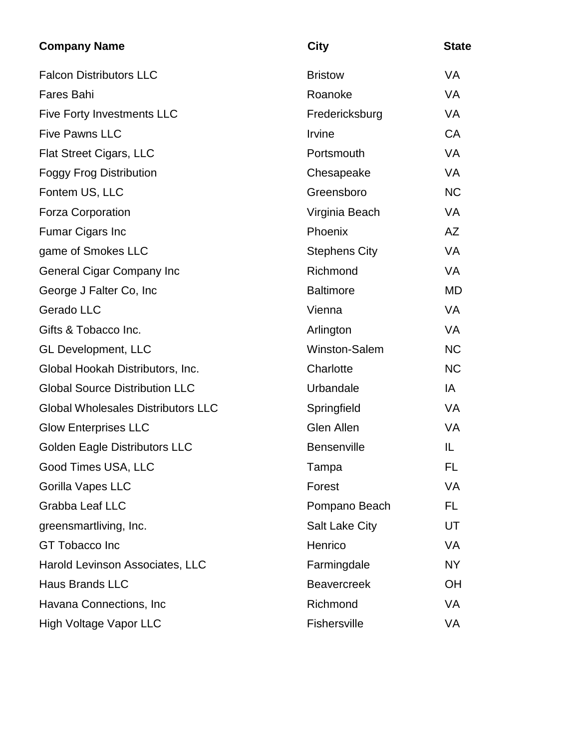| Company Name | City | State |
|---|---|---|
| Falcon Distributors LLC | Bristow | VA |
| Fares Bahi | Roanoke | VA |
| Five Forty Investments LLC | Fredericksburg | VA |
| Five Pawns LLC | Irvine | CA |
| Flat Street Cigars, LLC | Portsmouth | VA |
| Foggy Frog Distribution | Chesapeake | VA |
| Fontem US, LLC | Greensboro | NC |
| Forza Corporation | Virginia Beach | VA |
| Fumar Cigars Inc | Phoenix | AZ |
| game of Smokes LLC | Stephens City | VA |
| General Cigar Company Inc | Richmond | VA |
| George J Falter Co, Inc | Baltimore | MD |
| Gerado LLC | Vienna | VA |
| Gifts & Tobacco Inc. | Arlington | VA |
| GL Development, LLC | Winston-Salem | NC |
| Global Hookah Distributors, Inc. | Charlotte | NC |
| Global Source Distribution LLC | Urbandale | IA |
| Global Wholesales Distributors LLC | Springfield | VA |
| Glow Enterprises LLC | Glen Allen | VA |
| Golden Eagle Distributors LLC | Bensenville | IL |
| Good Times USA, LLC | Tampa | FL |
| Gorilla Vapes LLC | Forest | VA |
| Grabba Leaf LLC | Pompano Beach | FL |
| greensmartliving, Inc. | Salt Lake City | UT |
| GT Tobacco Inc | Henrico | VA |
| Harold Levinson Associates, LLC | Farmingdale | NY |
| Haus Brands LLC | Beavercreek | OH |
| Havana Connections, Inc | Richmond | VA |
| High Voltage Vapor LLC | Fishersville | VA |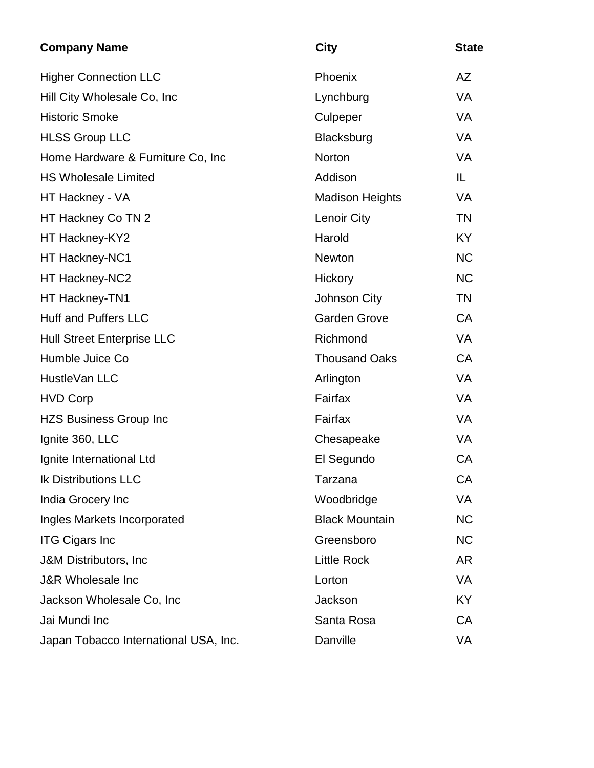| Company Name | City | State |
| --- | --- | --- |
| Higher Connection LLC | Phoenix | AZ |
| Hill City Wholesale Co, Inc | Lynchburg | VA |
| Historic Smoke | Culpeper | VA |
| HLSS Group LLC | Blacksburg | VA |
| Home Hardware & Furniture Co, Inc | Norton | VA |
| HS Wholesale Limited | Addison | IL |
| HT Hackney - VA | Madison Heights | VA |
| HT Hackney Co TN 2 | Lenoir City | TN |
| HT Hackney-KY2 | Harold | KY |
| HT Hackney-NC1 | Newton | NC |
| HT Hackney-NC2 | Hickory | NC |
| HT Hackney-TN1 | Johnson City | TN |
| Huff and Puffers LLC | Garden Grove | CA |
| Hull Street Enterprise LLC | Richmond | VA |
| Humble Juice Co | Thousand Oaks | CA |
| HustleVan LLC | Arlington | VA |
| HVD Corp | Fairfax | VA |
| HZS Business Group Inc | Fairfax | VA |
| Ignite 360, LLC | Chesapeake | VA |
| Ignite International Ltd | El Segundo | CA |
| Ik Distributions LLC | Tarzana | CA |
| India Grocery Inc | Woodbridge | VA |
| Ingles Markets Incorporated | Black Mountain | NC |
| ITG Cigars Inc | Greensboro | NC |
| J&M Distributors, Inc | Little Rock | AR |
| J&R Wholesale Inc | Lorton | VA |
| Jackson Wholesale Co, Inc | Jackson | KY |
| Jai Mundi Inc | Santa Rosa | CA |
| Japan Tobacco International USA, Inc. | Danville | VA |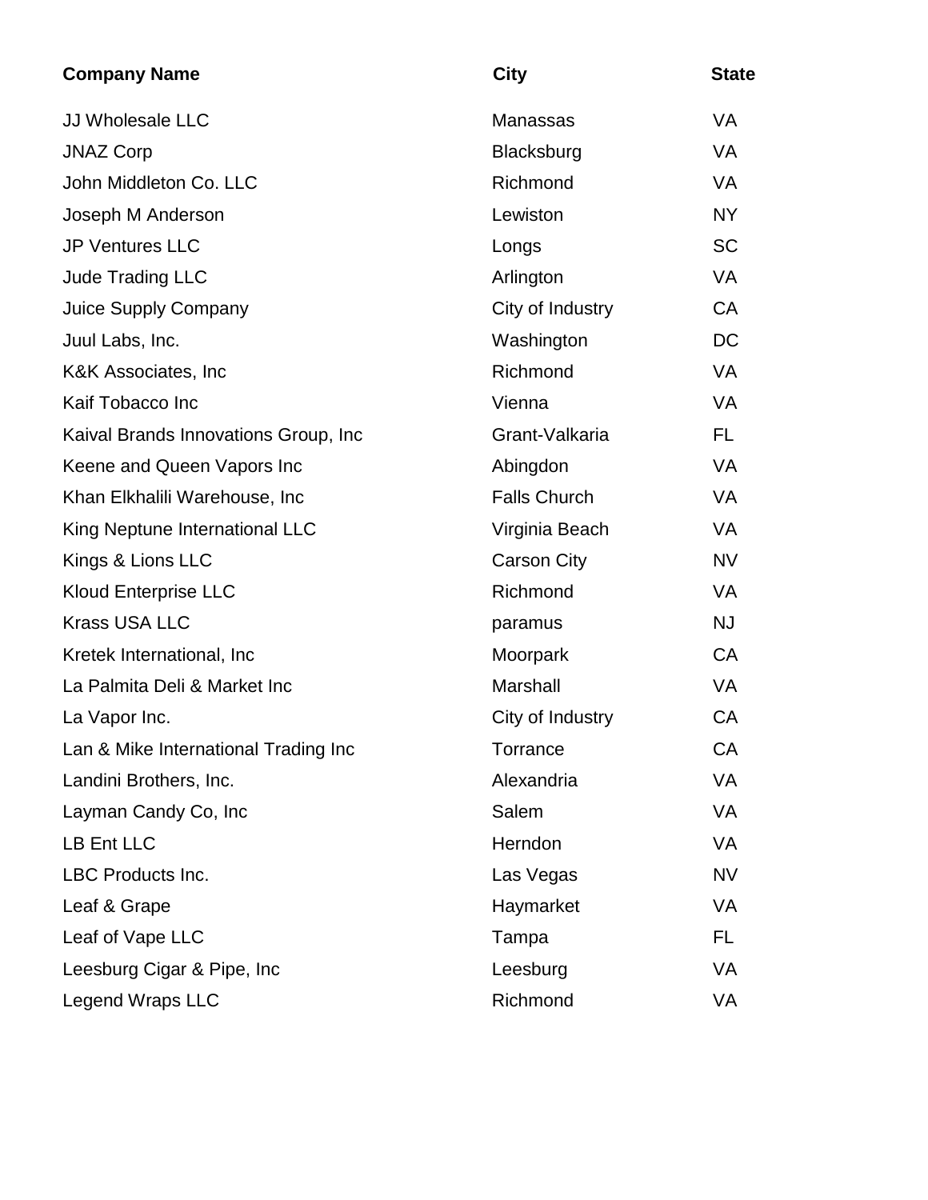| Company Name | City | State |
| --- | --- | --- |
| JJ Wholesale LLC | Manassas | VA |
| JNAZ Corp | Blacksburg | VA |
| John Middleton Co. LLC | Richmond | VA |
| Joseph M Anderson | Lewiston | NY |
| JP Ventures LLC | Longs | SC |
| Jude Trading LLC | Arlington | VA |
| Juice Supply Company | City of Industry | CA |
| Juul Labs, Inc. | Washington | DC |
| K&K Associates, Inc | Richmond | VA |
| Kaif Tobacco Inc | Vienna | VA |
| Kaival Brands Innovations Group, Inc | Grant-Valkaria | FL |
| Keene and Queen Vapors Inc | Abingdon | VA |
| Khan Elkhalili Warehouse, Inc | Falls Church | VA |
| King Neptune International LLC | Virginia Beach | VA |
| Kings & Lions LLC | Carson City | NV |
| Kloud Enterprise LLC | Richmond | VA |
| Krass USA LLC | paramus | NJ |
| Kretek International, Inc | Moorpark | CA |
| La Palmita Deli & Market Inc | Marshall | VA |
| La Vapor Inc. | City of Industry | CA |
| Lan & Mike International Trading Inc | Torrance | CA |
| Landini Brothers, Inc. | Alexandria | VA |
| Layman Candy Co, Inc | Salem | VA |
| LB Ent LLC | Herndon | VA |
| LBC Products Inc. | Las Vegas | NV |
| Leaf & Grape | Haymarket | VA |
| Leaf of Vape LLC | Tampa | FL |
| Leesburg Cigar & Pipe, Inc | Leesburg | VA |
| Legend Wraps LLC | Richmond | VA |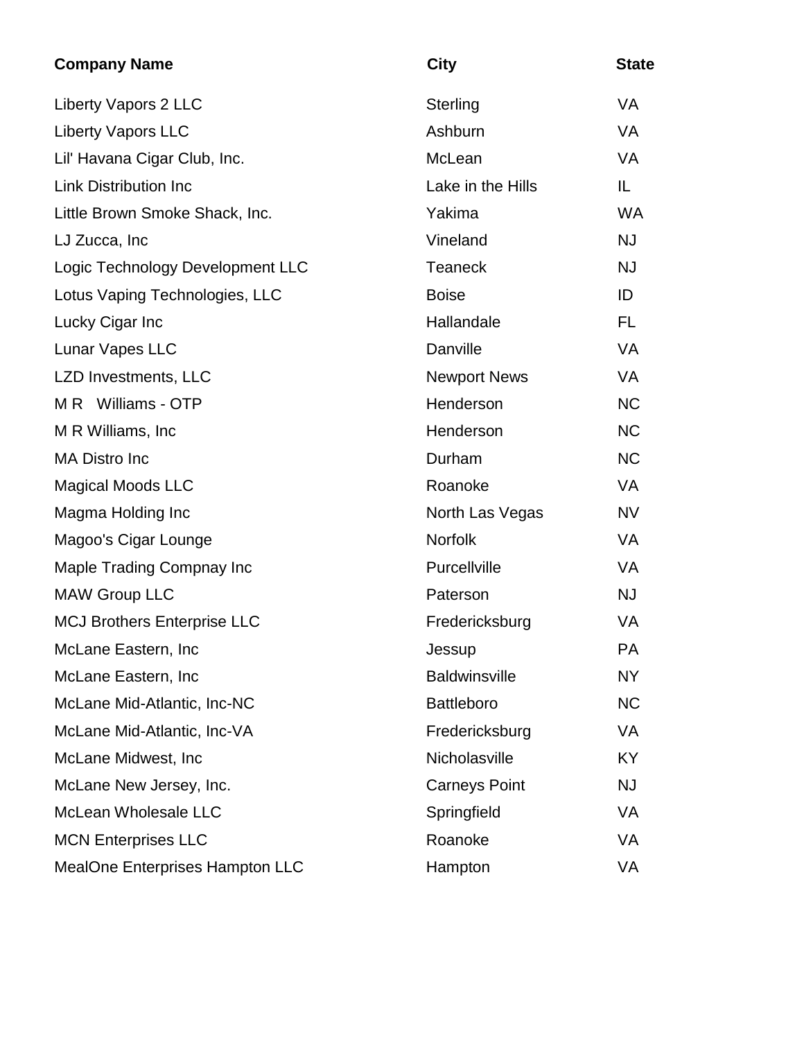| Company Name | City | State |
|---|---|---|
| Liberty Vapors 2 LLC | Sterling | VA |
| Liberty Vapors LLC | Ashburn | VA |
| Lil' Havana Cigar Club, Inc. | McLean | VA |
| Link Distribution Inc | Lake in the Hills | IL |
| Little Brown Smoke Shack, Inc. | Yakima | WA |
| LJ Zucca, Inc | Vineland | NJ |
| Logic Technology Development LLC | Teaneck | NJ |
| Lotus Vaping Technologies, LLC | Boise | ID |
| Lucky Cigar Inc | Hallandale | FL |
| Lunar Vapes LLC | Danville | VA |
| LZD Investments, LLC | Newport News | VA |
| M R Williams - OTP | Henderson | NC |
| M R Williams, Inc | Henderson | NC |
| MA Distro Inc | Durham | NC |
| Magical Moods LLC | Roanoke | VA |
| Magma Holding Inc | North Las Vegas | NV |
| Magoo's Cigar Lounge | Norfolk | VA |
| Maple Trading Compnay Inc | Purcellville | VA |
| MAW Group LLC | Paterson | NJ |
| MCJ Brothers Enterprise LLC | Fredericksburg | VA |
| McLane Eastern, Inc | Jessup | PA |
| McLane Eastern, Inc | Baldwinsville | NY |
| McLane Mid-Atlantic, Inc-NC | Battleboro | NC |
| McLane Mid-Atlantic, Inc-VA | Fredericksburg | VA |
| McLane Midwest, Inc | Nicholasville | KY |
| McLane New Jersey, Inc. | Carneys Point | NJ |
| McLean Wholesale LLC | Springfield | VA |
| MCN Enterprises LLC | Roanoke | VA |
| MealOne Enterprises Hampton LLC | Hampton | VA |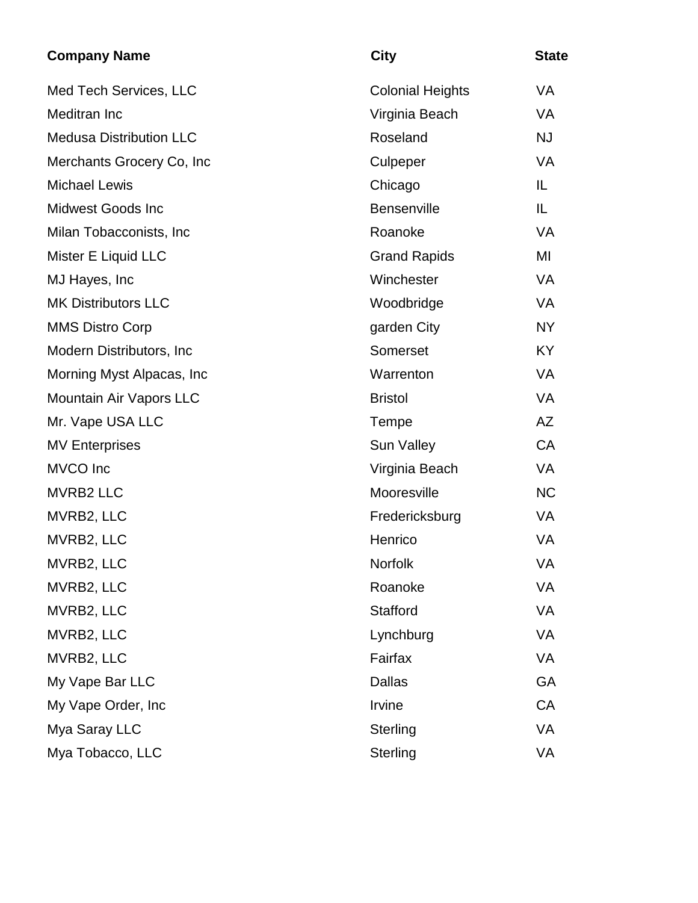| Company Name | City | State |
| --- | --- | --- |
| Med Tech Services, LLC | Colonial Heights | VA |
| Meditran Inc | Virginia Beach | VA |
| Medusa Distribution LLC | Roseland | NJ |
| Merchants Grocery Co, Inc | Culpeper | VA |
| Michael Lewis | Chicago | IL |
| Midwest Goods Inc | Bensenville | IL |
| Milan Tobacconists, Inc | Roanoke | VA |
| Mister E Liquid LLC | Grand Rapids | MI |
| MJ Hayes, Inc | Winchester | VA |
| MK Distributors LLC | Woodbridge | VA |
| MMS Distro Corp | garden City | NY |
| Modern Distributors, Inc | Somerset | KY |
| Morning Myst Alpacas, Inc | Warrenton | VA |
| Mountain Air Vapors LLC | Bristol | VA |
| Mr. Vape USA LLC | Tempe | AZ |
| MV Enterprises | Sun Valley | CA |
| MVCO Inc | Virginia Beach | VA |
| MVRB2 LLC | Mooresville | NC |
| MVRB2, LLC | Fredericksburg | VA |
| MVRB2, LLC | Henrico | VA |
| MVRB2, LLC | Norfolk | VA |
| MVRB2, LLC | Roanoke | VA |
| MVRB2, LLC | Stafford | VA |
| MVRB2, LLC | Lynchburg | VA |
| MVRB2, LLC | Fairfax | VA |
| My Vape Bar LLC | Dallas | GA |
| My Vape Order, Inc | Irvine | CA |
| Mya Saray LLC | Sterling | VA |
| Mya Tobacco, LLC | Sterling | VA |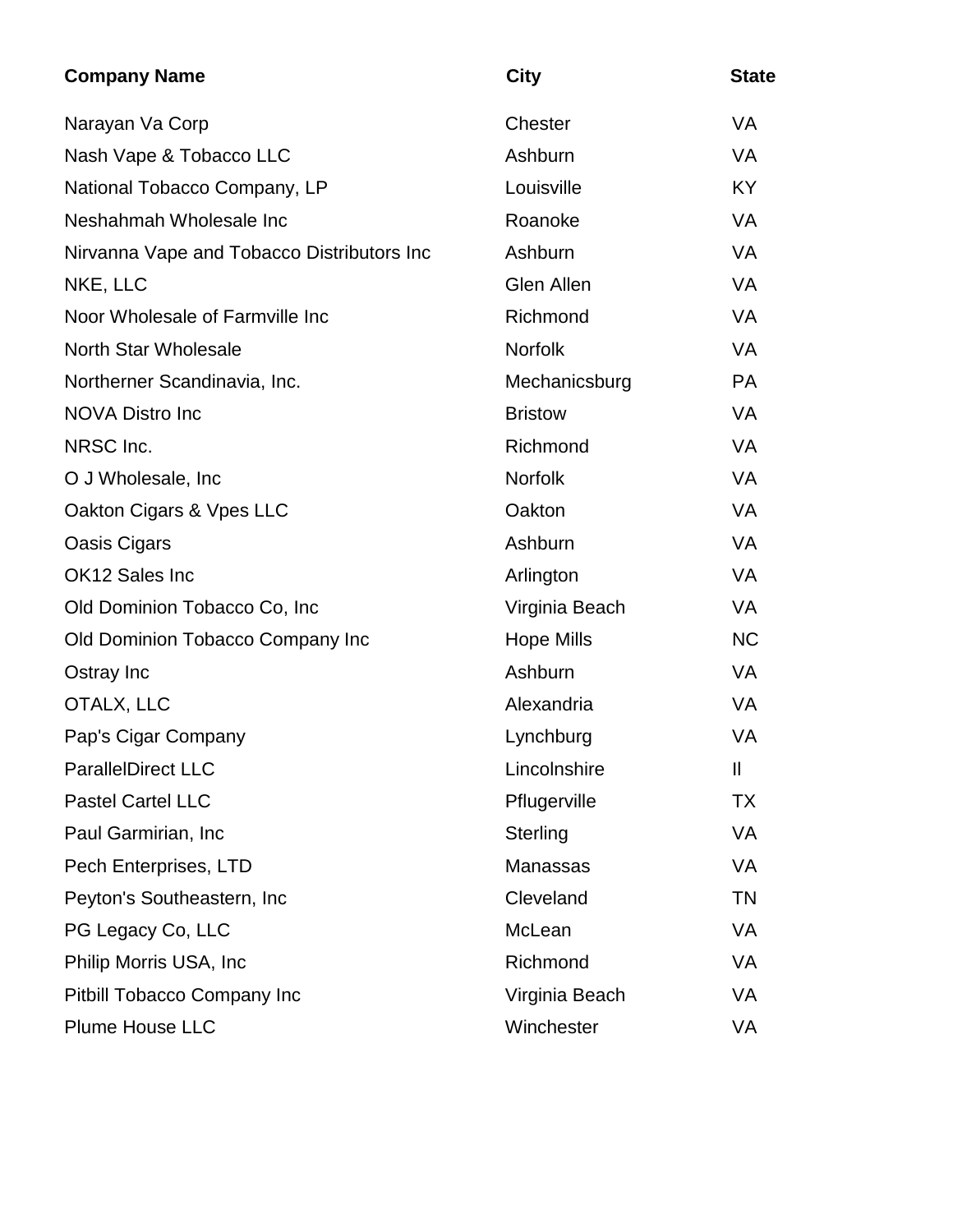| Company Name | City | State |
|---|---|---|
| Narayan Va Corp | Chester | VA |
| Nash Vape & Tobacco LLC | Ashburn | VA |
| National Tobacco Company, LP | Louisville | KY |
| Neshahmah Wholesale Inc | Roanoke | VA |
| Nirvanna Vape and Tobacco Distributors Inc | Ashburn | VA |
| NKE, LLC | Glen Allen | VA |
| Noor Wholesale of Farmville Inc | Richmond | VA |
| North Star Wholesale | Norfolk | VA |
| Northerner Scandinavia, Inc. | Mechanicsburg | PA |
| NOVA Distro Inc | Bristow | VA |
| NRSC Inc. | Richmond | VA |
| O J Wholesale, Inc | Norfolk | VA |
| Oakton Cigars & Vpes LLC | Oakton | VA |
| Oasis Cigars | Ashburn | VA |
| OK12 Sales Inc | Arlington | VA |
| Old Dominion Tobacco Co, Inc | Virginia Beach | VA |
| Old Dominion Tobacco Company Inc | Hope Mills | NC |
| Ostray Inc | Ashburn | VA |
| OTALX, LLC | Alexandria | VA |
| Pap's Cigar Company | Lynchburg | VA |
| ParallelDirect LLC | Lincolnshire | Il |
| Pastel Cartel LLC | Pflugerville | TX |
| Paul Garmirian, Inc | Sterling | VA |
| Pech Enterprises, LTD | Manassas | VA |
| Peyton's Southeastern, Inc | Cleveland | TN |
| PG Legacy Co, LLC | McLean | VA |
| Philip Morris USA, Inc | Richmond | VA |
| Pitbill Tobacco Company Inc | Virginia Beach | VA |
| Plume House LLC | Winchester | VA |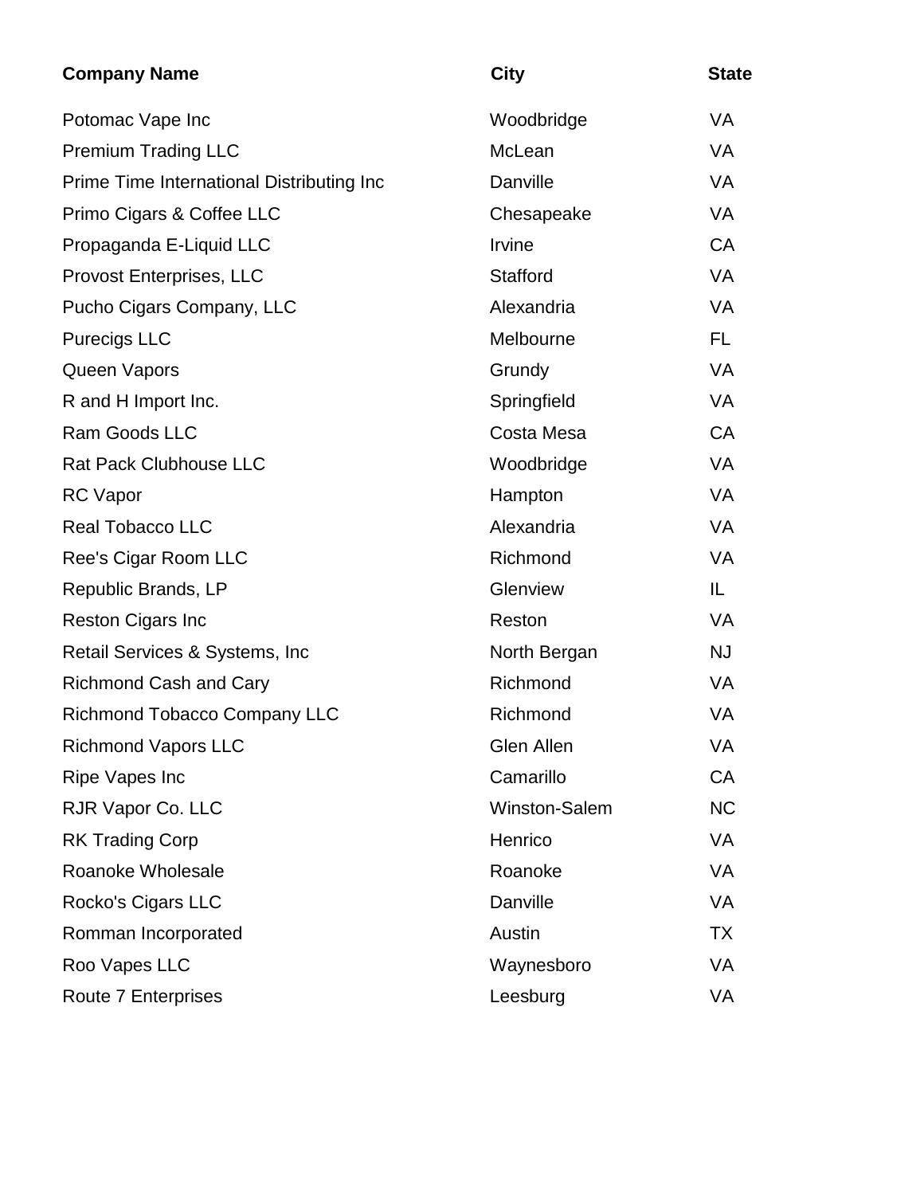| Company Name | City | State |
|---|---|---|
| Potomac Vape Inc | Woodbridge | VA |
| Premium Trading LLC | McLean | VA |
| Prime Time International Distributing Inc | Danville | VA |
| Primo Cigars & Coffee LLC | Chesapeake | VA |
| Propaganda E-Liquid LLC | Irvine | CA |
| Provost Enterprises, LLC | Stafford | VA |
| Pucho Cigars Company, LLC | Alexandria | VA |
| Purecigs LLC | Melbourne | FL |
| Queen Vapors | Grundy | VA |
| R and H Import Inc. | Springfield | VA |
| Ram Goods LLC | Costa Mesa | CA |
| Rat Pack Clubhouse LLC | Woodbridge | VA |
| RC Vapor | Hampton | VA |
| Real Tobacco LLC | Alexandria | VA |
| Ree's Cigar Room LLC | Richmond | VA |
| Republic Brands, LP | Glenview | IL |
| Reston Cigars Inc | Reston | VA |
| Retail Services & Systems, Inc | North Bergan | NJ |
| Richmond Cash and Cary | Richmond | VA |
| Richmond Tobacco Company LLC | Richmond | VA |
| Richmond Vapors LLC | Glen Allen | VA |
| Ripe Vapes Inc | Camarillo | CA |
| RJR Vapor Co. LLC | Winston-Salem | NC |
| RK Trading Corp | Henrico | VA |
| Roanoke Wholesale | Roanoke | VA |
| Rocko's Cigars LLC | Danville | VA |
| Romman Incorporated | Austin | TX |
| Roo Vapes LLC | Waynesboro | VA |
| Route 7 Enterprises | Leesburg | VA |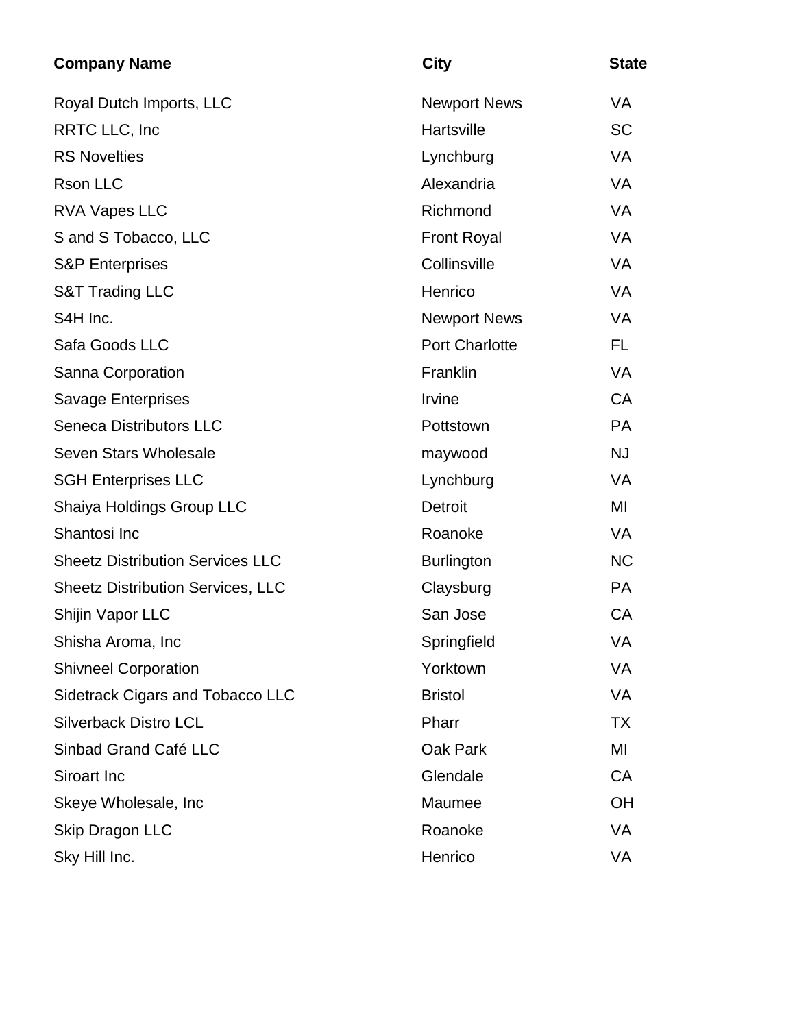| Company Name | City | State |
|---|---|---|
| Royal Dutch Imports, LLC | Newport News | VA |
| RRTC LLC, Inc | Hartsville | SC |
| RS Novelties | Lynchburg | VA |
| Rson LLC | Alexandria | VA |
| RVA Vapes LLC | Richmond | VA |
| S and S Tobacco, LLC | Front Royal | VA |
| S&P Enterprises | Collinsville | VA |
| S&T Trading LLC | Henrico | VA |
| S4H Inc. | Newport News | VA |
| Safa Goods LLC | Port Charlotte | FL |
| Sanna Corporation | Franklin | VA |
| Savage Enterprises | Irvine | CA |
| Seneca Distributors LLC | Pottstown | PA |
| Seven Stars Wholesale | maywood | NJ |
| SGH Enterprises LLC | Lynchburg | VA |
| Shaiya Holdings Group LLC | Detroit | MI |
| Shantosi Inc | Roanoke | VA |
| Sheetz Distribution Services LLC | Burlington | NC |
| Sheetz Distribution Services, LLC | Claysburg | PA |
| Shijin Vapor LLC | San Jose | CA |
| Shisha Aroma, Inc | Springfield | VA |
| Shivneel Corporation | Yorktown | VA |
| Sidetrack Cigars and Tobacco LLC | Bristol | VA |
| Silverback Distro LCL | Pharr | TX |
| Sinbad Grand Café LLC | Oak Park | MI |
| Siroart Inc | Glendale | CA |
| Skeye Wholesale, Inc | Maumee | OH |
| Skip Dragon LLC | Roanoke | VA |
| Sky Hill Inc. | Henrico | VA |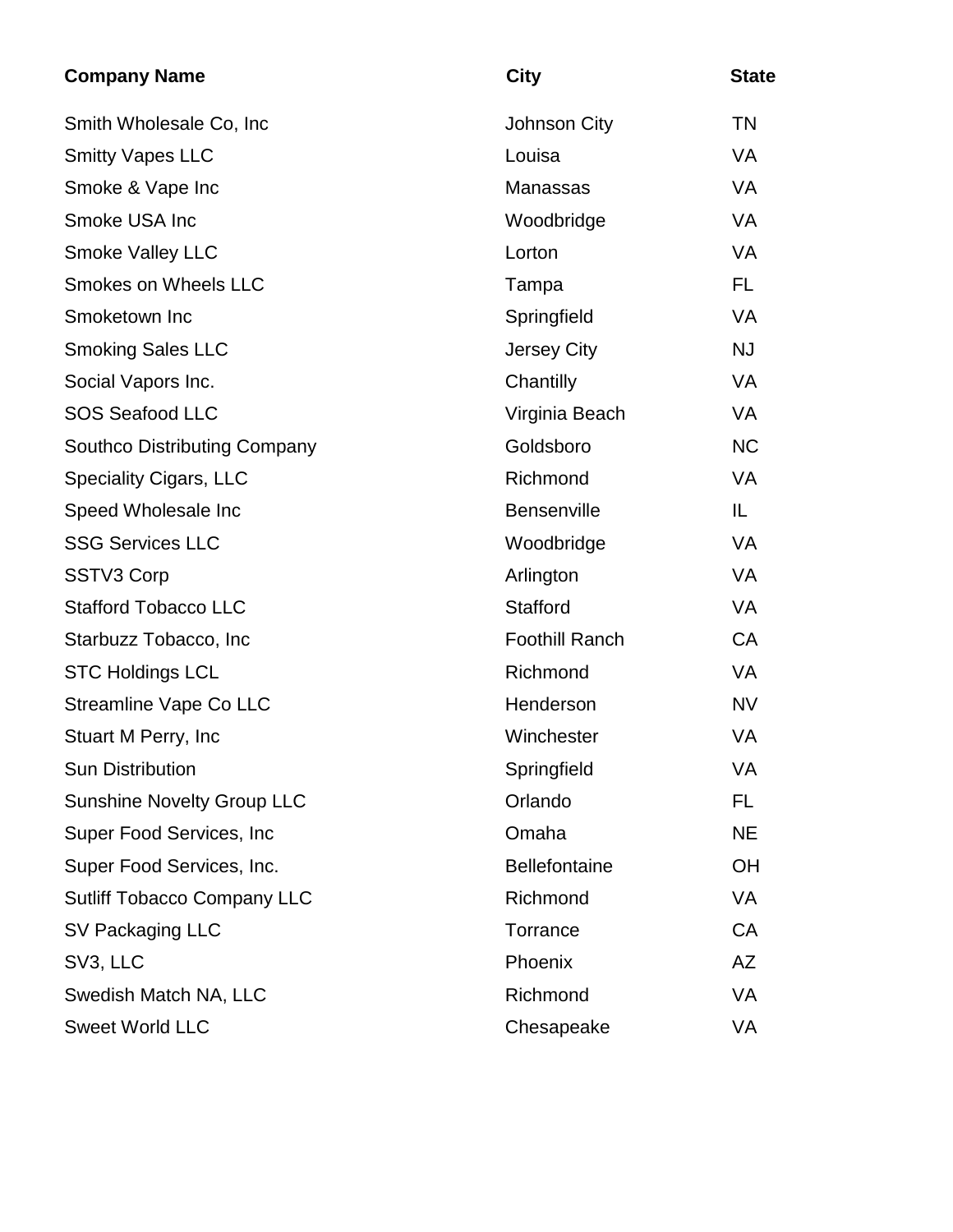| Company Name | City | State |
| --- | --- | --- |
| Smith Wholesale Co, Inc | Johnson City | TN |
| Smitty Vapes LLC | Louisa | VA |
| Smoke & Vape Inc | Manassas | VA |
| Smoke USA Inc | Woodbridge | VA |
| Smoke Valley LLC | Lorton | VA |
| Smokes on Wheels LLC | Tampa | FL |
| Smoketown Inc | Springfield | VA |
| Smoking Sales LLC | Jersey City | NJ |
| Social Vapors Inc. | Chantilly | VA |
| SOS Seafood LLC | Virginia Beach | VA |
| Southco Distributing Company | Goldsboro | NC |
| Speciality Cigars, LLC | Richmond | VA |
| Speed Wholesale Inc | Bensenville | IL |
| SSG Services LLC | Woodbridge | VA |
| SSTV3 Corp | Arlington | VA |
| Stafford Tobacco LLC | Stafford | VA |
| Starbuzz Tobacco, Inc | Foothill Ranch | CA |
| STC Holdings LCL | Richmond | VA |
| Streamline Vape Co LLC | Henderson | NV |
| Stuart M Perry, Inc | Winchester | VA |
| Sun Distribution | Springfield | VA |
| Sunshine Novelty Group LLC | Orlando | FL |
| Super Food Services, Inc | Omaha | NE |
| Super Food Services, Inc. | Bellefontaine | OH |
| Sutliff Tobacco Company LLC | Richmond | VA |
| SV Packaging LLC | Torrance | CA |
| SV3, LLC | Phoenix | AZ |
| Swedish Match NA, LLC | Richmond | VA |
| Sweet World LLC | Chesapeake | VA |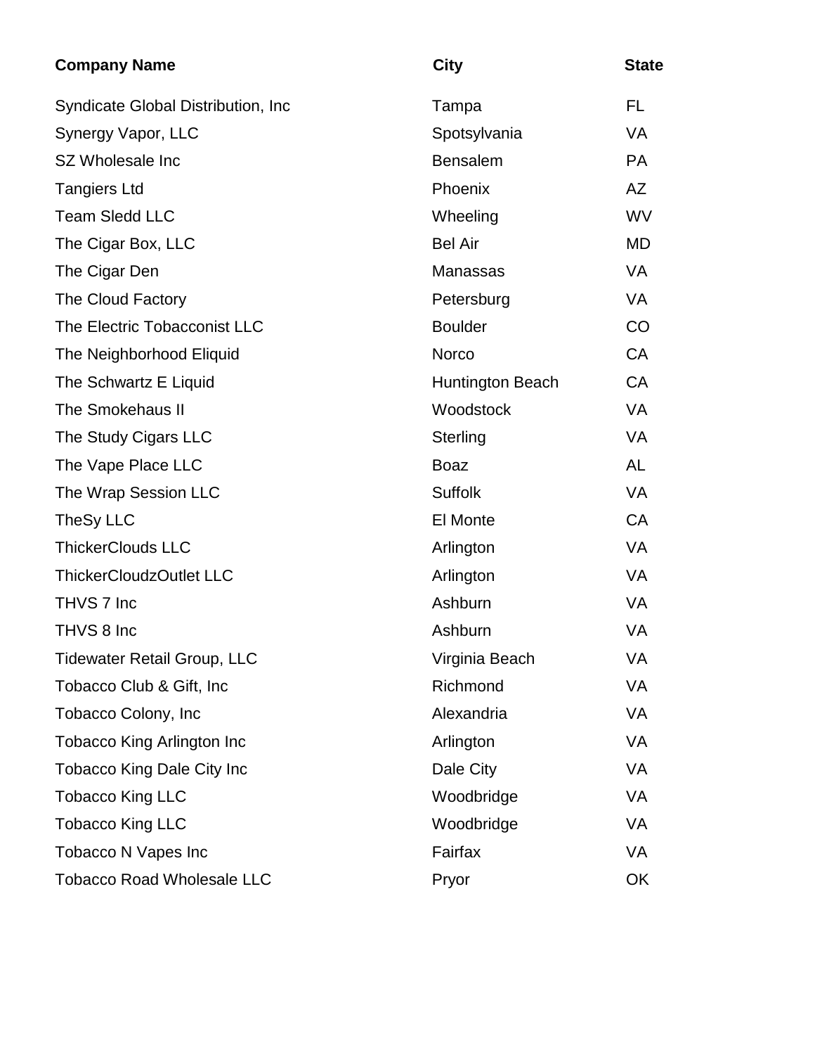| Company Name | City | State |
| --- | --- | --- |
| Syndicate Global Distribution, Inc | Tampa | FL |
| Synergy Vapor, LLC | Spotsylvania | VA |
| SZ Wholesale Inc | Bensalem | PA |
| Tangiers Ltd | Phoenix | AZ |
| Team Sledd LLC | Wheeling | WV |
| The Cigar Box, LLC | Bel Air | MD |
| The Cigar Den | Manassas | VA |
| The Cloud Factory | Petersburg | VA |
| The Electric Tobacconist LLC | Boulder | CO |
| The Neighborhood Eliquid | Norco | CA |
| The Schwartz E Liquid | Huntington Beach | CA |
| The Smokehaus II | Woodstock | VA |
| The Study Cigars LLC | Sterling | VA |
| The Vape Place LLC | Boaz | AL |
| The Wrap Session LLC | Suffolk | VA |
| TheSy LLC | El Monte | CA |
| ThickerClouds LLC | Arlington | VA |
| ThickerCloudzOutlet LLC | Arlington | VA |
| THVS 7 Inc | Ashburn | VA |
| THVS 8 Inc | Ashburn | VA |
| Tidewater Retail Group, LLC | Virginia Beach | VA |
| Tobacco Club & Gift, Inc | Richmond | VA |
| Tobacco Colony, Inc | Alexandria | VA |
| Tobacco King Arlington Inc | Arlington | VA |
| Tobacco King Dale City Inc | Dale City | VA |
| Tobacco King LLC | Woodbridge | VA |
| Tobacco King LLC | Woodbridge | VA |
| Tobacco N Vapes Inc | Fairfax | VA |
| Tobacco Road Wholesale LLC | Pryor | OK |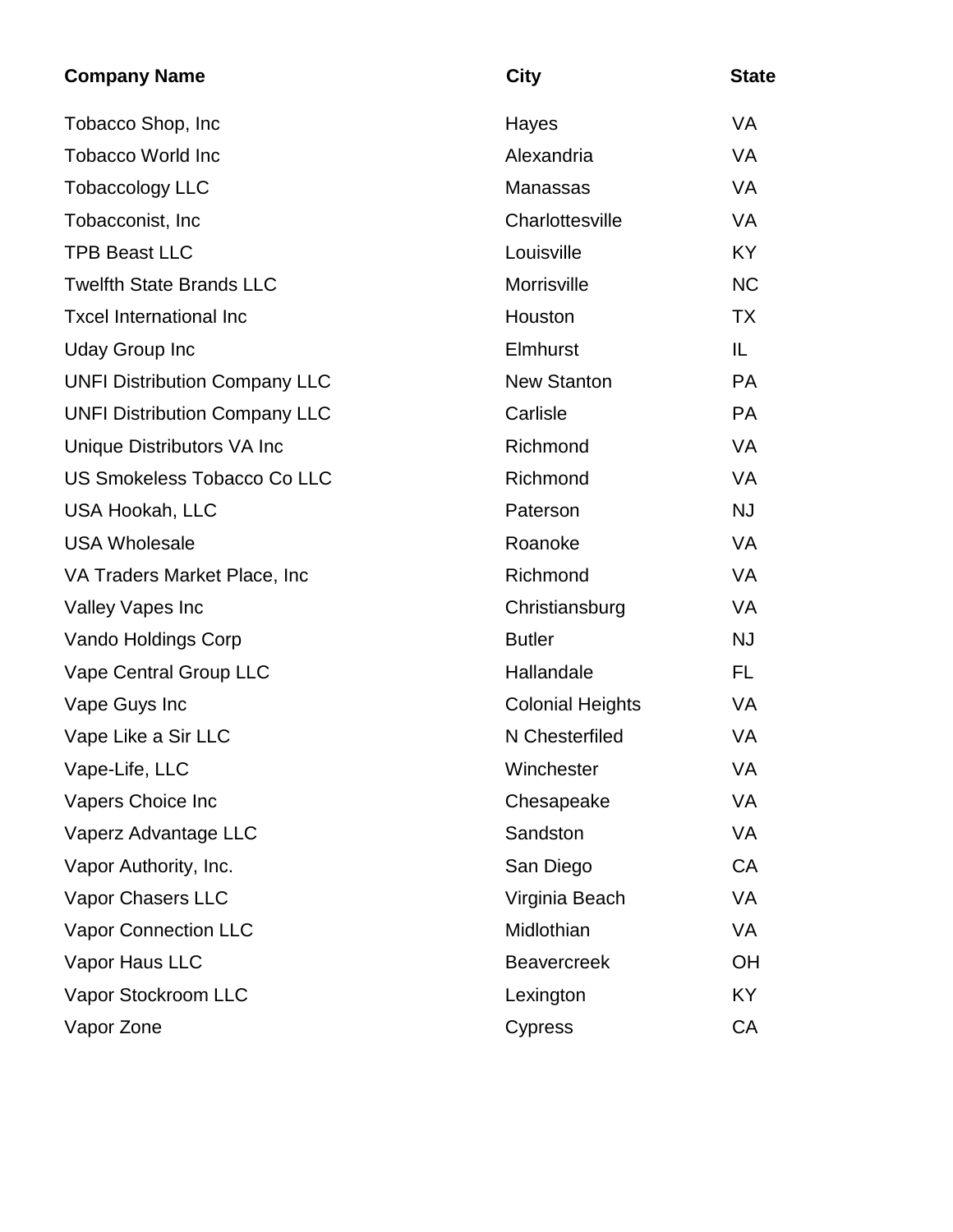| Company Name | City | State |
| --- | --- | --- |
| Tobacco Shop, Inc | Hayes | VA |
| Tobacco World Inc | Alexandria | VA |
| Tobaccology LLC | Manassas | VA |
| Tobacconist, Inc | Charlottesville | VA |
| TPB Beast LLC | Louisville | KY |
| Twelfth State Brands LLC | Morrisville | NC |
| Txcel International Inc | Houston | TX |
| Uday Group Inc | Elmhurst | IL |
| UNFI Distribution Company LLC | New Stanton | PA |
| UNFI Distribution Company LLC | Carlisle | PA |
| Unique Distributors VA Inc | Richmond | VA |
| US Smokeless Tobacco Co LLC | Richmond | VA |
| USA Hookah, LLC | Paterson | NJ |
| USA Wholesale | Roanoke | VA |
| VA Traders Market Place, Inc | Richmond | VA |
| Valley Vapes Inc | Christiansburg | VA |
| Vando Holdings Corp | Butler | NJ |
| Vape Central Group LLC | Hallandale | FL |
| Vape Guys Inc | Colonial Heights | VA |
| Vape Like a Sir LLC | N Chesterfiled | VA |
| Vape-Life, LLC | Winchester | VA |
| Vapers Choice Inc | Chesapeake | VA |
| Vaperz Advantage LLC | Sandston | VA |
| Vapor Authority, Inc. | San Diego | CA |
| Vapor Chasers LLC | Virginia Beach | VA |
| Vapor Connection LLC | Midlothian | VA |
| Vapor Haus LLC | Beavercreek | OH |
| Vapor Stockroom LLC | Lexington | KY |
| Vapor Zone | Cypress | CA |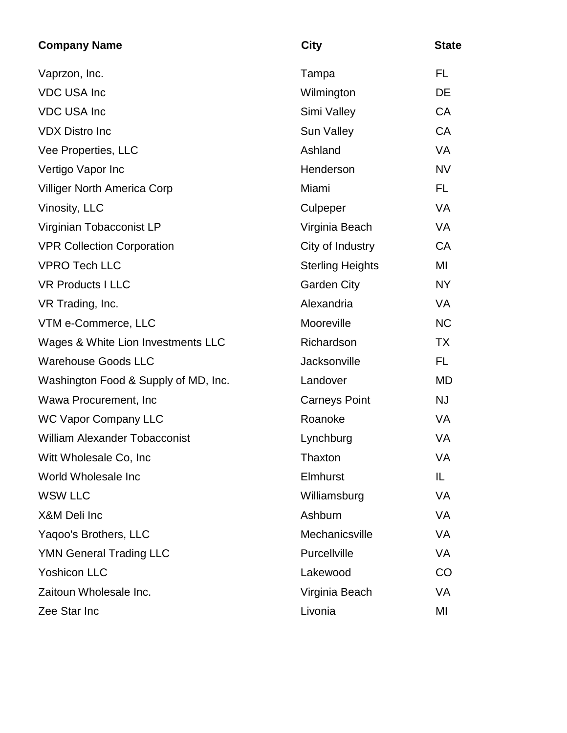| Company Name | City | State |
|---|---|---|
| Vaprzon, Inc. | Tampa | FL |
| VDC USA Inc | Wilmington | DE |
| VDC USA Inc | Simi Valley | CA |
| VDX Distro Inc | Sun Valley | CA |
| Vee Properties, LLC | Ashland | VA |
| Vertigo Vapor Inc | Henderson | NV |
| Villiger North America Corp | Miami | FL |
| Vinosity, LLC | Culpeper | VA |
| Virginian Tobacconist LP | Virginia Beach | VA |
| VPR Collection Corporation | City of Industry | CA |
| VPRO Tech LLC | Sterling Heights | MI |
| VR Products I LLC | Garden City | NY |
| VR Trading, Inc. | Alexandria | VA |
| VTM e-Commerce, LLC | Mooreville | NC |
| Wages & White Lion Investments LLC | Richardson | TX |
| Warehouse Goods LLC | Jacksonville | FL |
| Washington Food & Supply of MD, Inc. | Landover | MD |
| Wawa Procurement, Inc | Carneys Point | NJ |
| WC Vapor Company LLC | Roanoke | VA |
| William Alexander Tobacconist | Lynchburg | VA |
| Witt Wholesale Co, Inc | Thaxton | VA |
| World Wholesale Inc | Elmhurst | IL |
| WSW LLC | Williamsburg | VA |
| X&M Deli Inc | Ashburn | VA |
| Yaqoo's Brothers, LLC | Mechanicsville | VA |
| YMN General Trading LLC | Purcellville | VA |
| Yoshicon LLC | Lakewood | CO |
| Zaitoun Wholesale Inc. | Virginia Beach | VA |
| Zee Star Inc | Livonia | MI |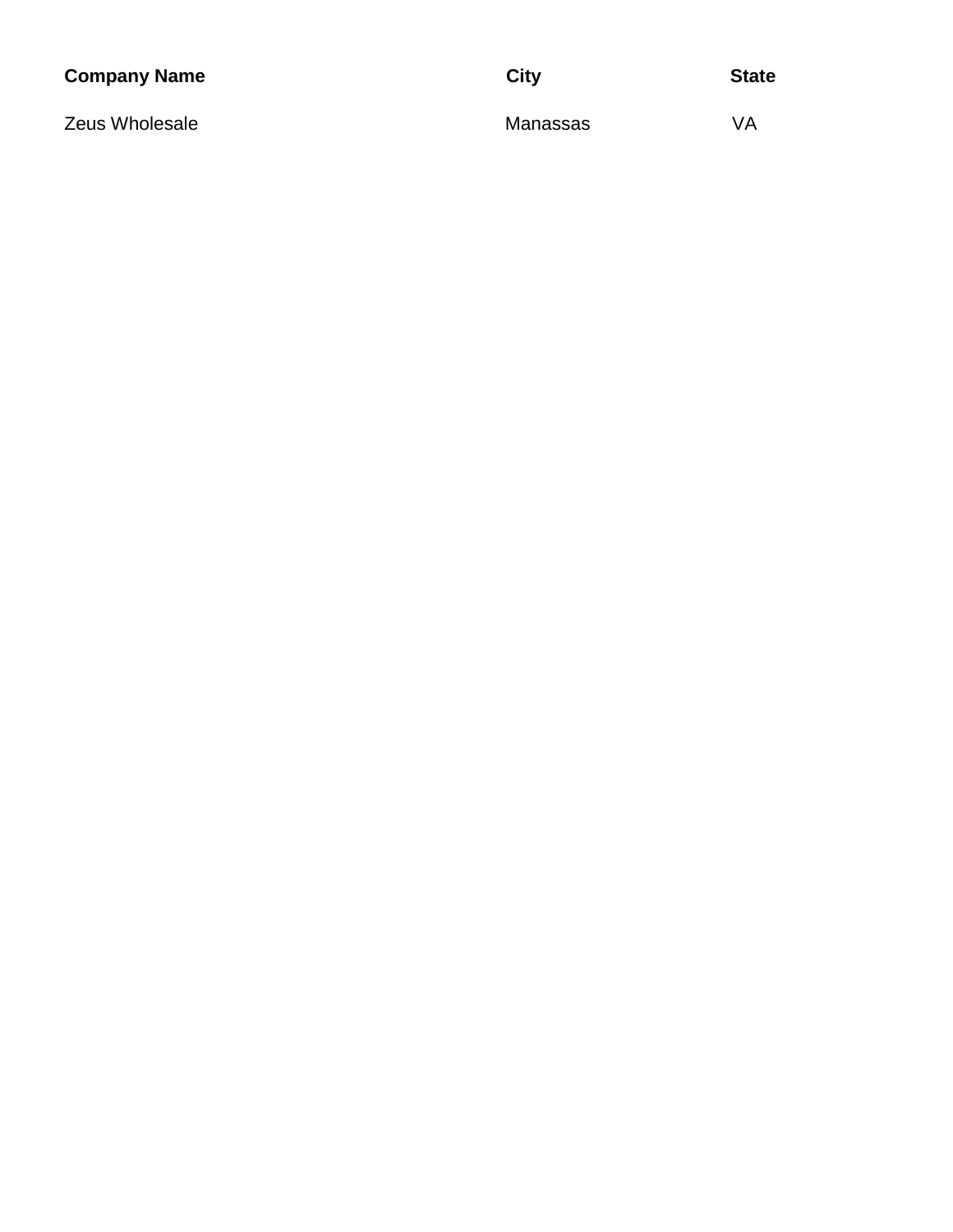| Company Name | City | State |
| --- | --- | --- |
| Zeus Wholesale | Manassas | VA |